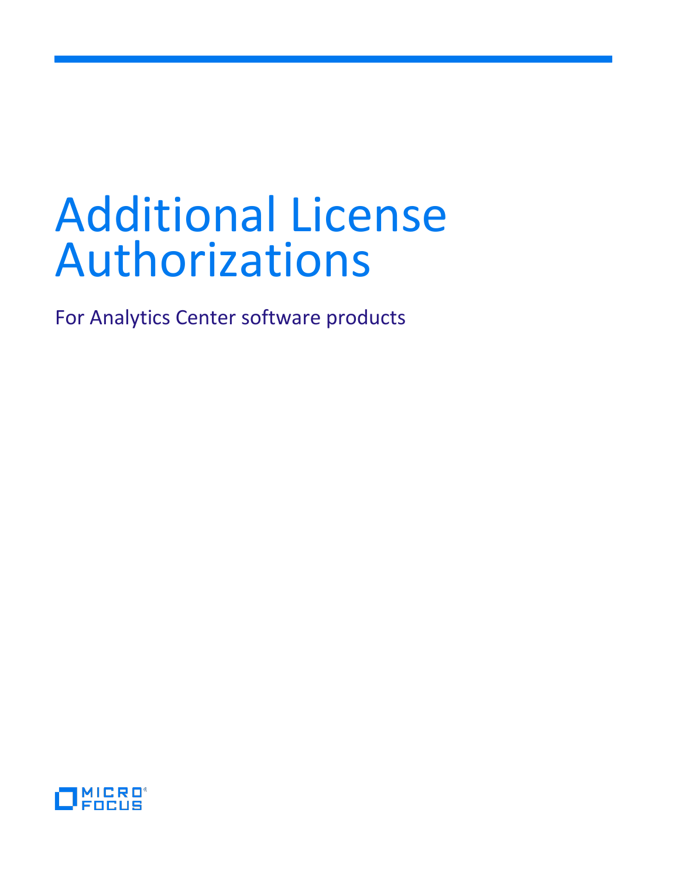# Additional License Authorizations

For Analytics Center software products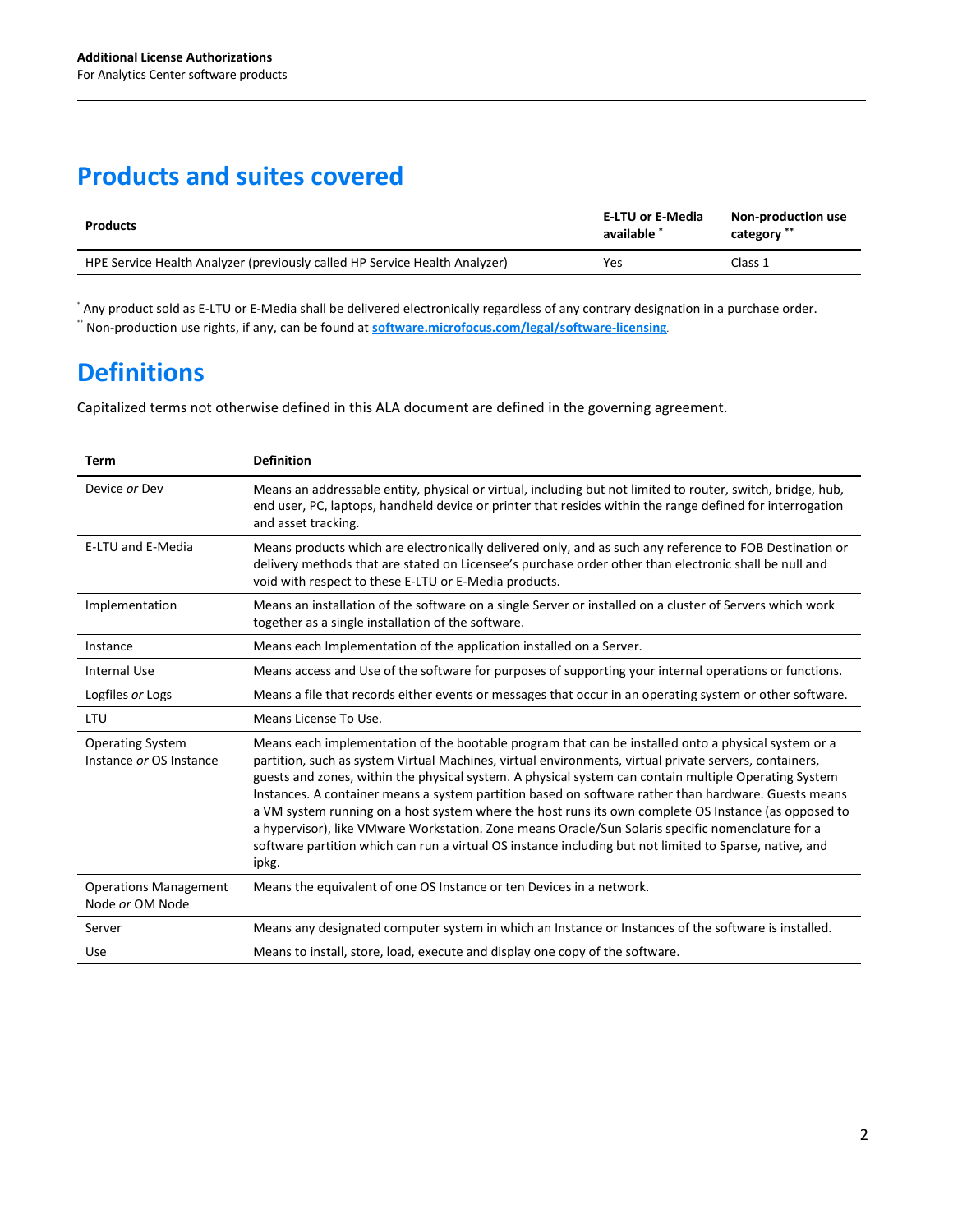## Products and suites covered

| Products | E-LTU or E-Media available * | Non-production use category ** |
|---|---|---|
| HPE Service Health Analyzer (previously called HP Service Health Analyzer) | Yes | Class 1 |

* Any product sold as E-LTU or E-Media shall be delivered electronically regardless of any contrary designation in a purchase order.
** Non-production use rights, if any, can be found at **software.microfocus.com/legal/software-licensing**.

## Definitions

Capitalized terms not otherwise defined in this ALA document are defined in the governing agreement.

| Term | Definition |
|---|---|
| Device *or* Dev | Means an addressable entity, physical or virtual, including but not limited to router, switch, bridge, hub, end user, PC, laptops, handheld device or printer that resides within the range defined for interrogation and asset tracking. |
| E-LTU and E-Media | Means products which are electronically delivered only, and as such any reference to FOB Destination or delivery methods that are stated on Licensee's purchase order other than electronic shall be null and void with respect to these E-LTU or E-Media products. |
| Implementation | Means an installation of the software on a single Server or installed on a cluster of Servers which work together as a single installation of the software. |
| Instance | Means each Implementation of the application installed on a Server. |
| Internal Use | Means access and Use of the software for purposes of supporting your internal operations or functions. |
| Logfiles *or* Logs | Means a file that records either events or messages that occur in an operating system or other software. |
| LTU | Means License To Use. |
| Operating System Instance *or* OS Instance | Means each implementation of the bootable program that can be installed onto a physical system or a partition, such as system Virtual Machines, virtual environments, virtual private servers, containers, guests and zones, within the physical system. A physical system can contain multiple Operating System Instances. A container means a system partition based on software rather than hardware. Guests means a VM system running on a host system where the host runs its own complete OS Instance (as opposed to a hypervisor), like VMware Workstation. Zone means Oracle/Sun Solaris specific nomenclature for a software partition which can run a virtual OS instance including but not limited to Sparse, native, and ipkg. |
| Operations Management Node *or* OM Node | Means the equivalent of one OS Instance or ten Devices in a network. |
| Server | Means any designated computer system in which an Instance or Instances of the software is installed. |
| Use | Means to install, store, load, execute and display one copy of the software. |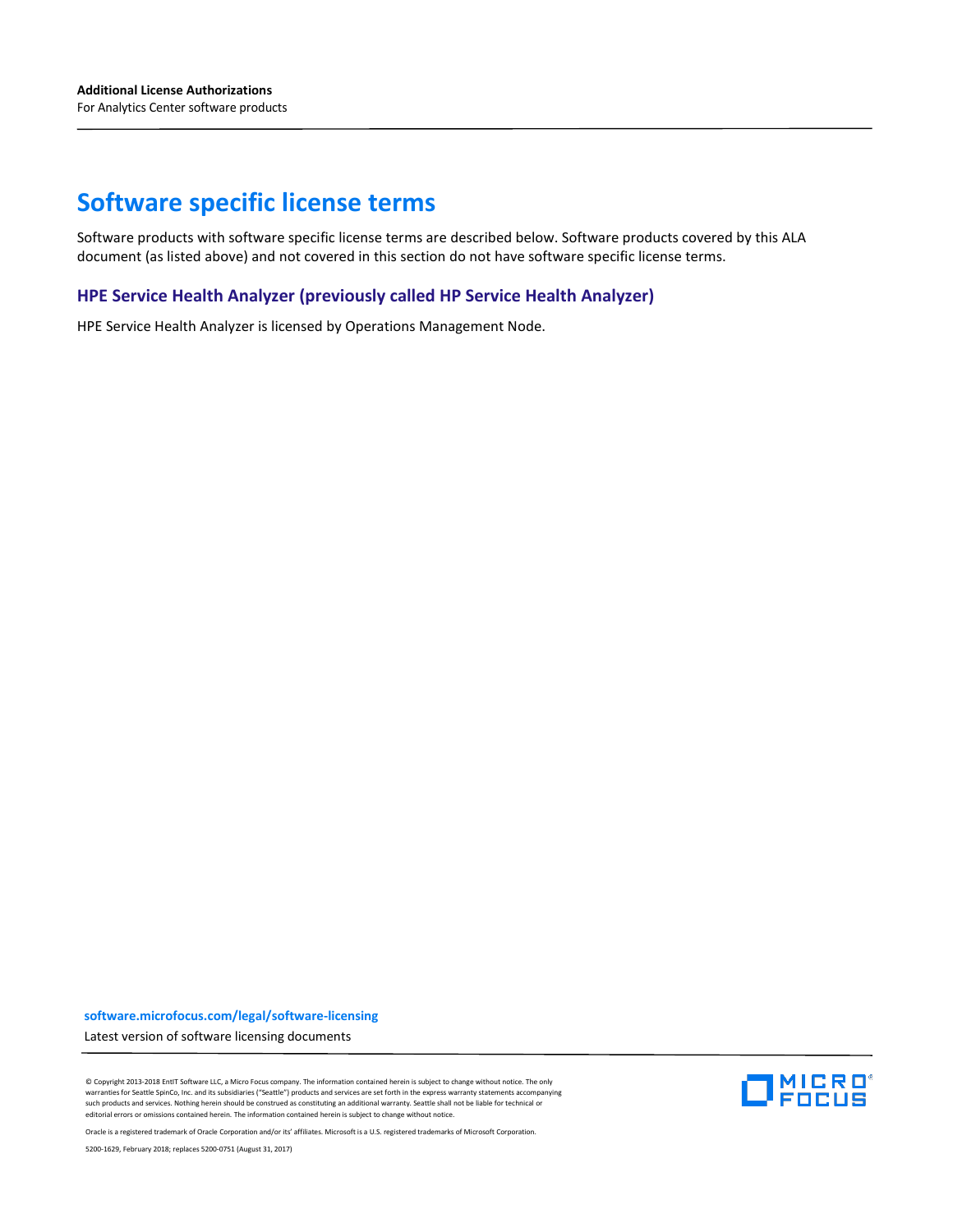## Software specific license terms

Software products with software specific license terms are described below. Software products covered by this ALA document (as listed above) and not covered in this section do not have software specific license terms.

### HPE Service Health Analyzer (previously called HP Service Health Analyzer)

HPE Service Health Analyzer is licensed by Operations Management Node.

**software.microfocus.com/legal/software-licensing**

Latest version of software licensing documents

© Copyright 2013-2018 EntIT Software LLC, a Micro Focus company. The information contained herein is subject to change without notice. The only warranties for Seattle SpinCo, Inc. and its subsidiaries ("Seattle") products and services are set forth in the express warranty statements accompanying such products and services. Nothing herein should be construed as constituting an additional warranty. Seattle shall not be liable for technical or editorial errors or omissions contained herein. The information contained herein is subject to change without notice.

Oracle is a registered trademark of Oracle Corporation and/or its' affiliates. Microsoft is a U.S. registered trademarks of Microsoft Corporation.

5200-1629, February 2018; replaces 5200-0751 (August 31, 2017)